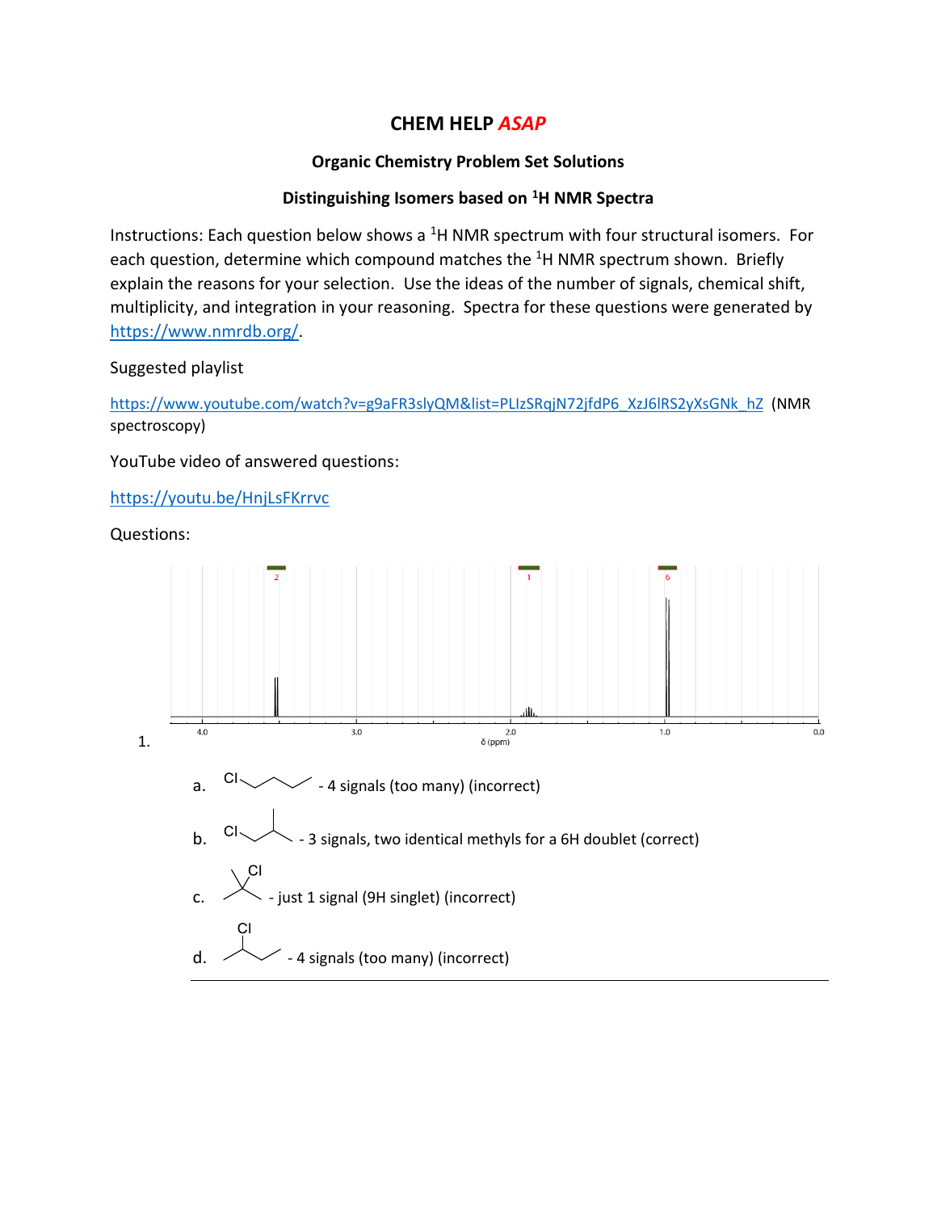# CHEM HELP *ASAP*

## Organic Chemistry Problem Set Solutions

### Distinguishing Isomers based on $^1$H NMR Spectra

Instructions: Each question below shows a $^1$H NMR spectrum with four structural isomers. For each question, determine which compound matches the $^1$H NMR spectrum shown. Briefly explain the reasons for your selection. Use the ideas of the number of signals, chemical shift, multiplicity, and integration in your reasoning. Spectra for these questions were generated by https://www.nmrdb.org/.

Suggested playlist

https://www.youtube.com/watch?v=g9aFR3slyQM&list=PLIzSRqjN72jfdP6_XzJ6lRS2yXsGNk_hZ (NMR spectroscopy)

YouTube video of answered questions:

https://youtu.be/HnjLsFKrrvc

Questions:

1.

a. - 4 signals (too many) (incorrect)

b. - 3 signals, two identical methyls for a 6H doublet (correct)

c. - just 1 signal (9H singlet) (incorrect)

d. - 4 signals (too many) (incorrect)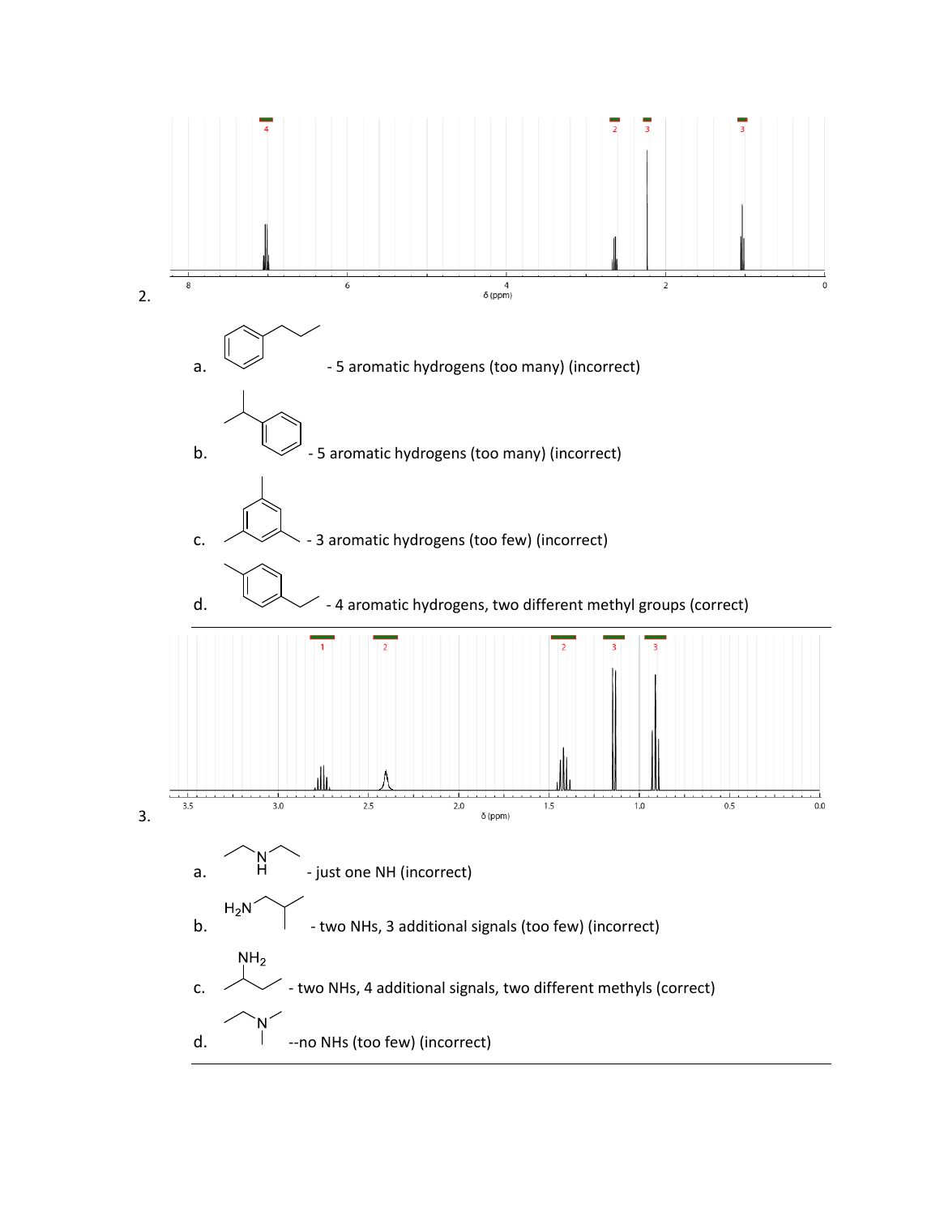2.

a. - 5 aromatic hydrogens (too many) (incorrect)

b. - 5 aromatic hydrogens (too many) (incorrect)

c. - 3 aromatic hydrogens (too few) (incorrect)

d. - 4 aromatic hydrogens, two different methyl groups (correct)

---

3.

a. - just one NH (incorrect)

b. $H_2N$ - two NHs, 3 additional signals (too few) (incorrect)

c. $NH_2$ - two NHs, 4 additional signals, two different methyls (correct)

d. --no NHs (too few) (incorrect)

---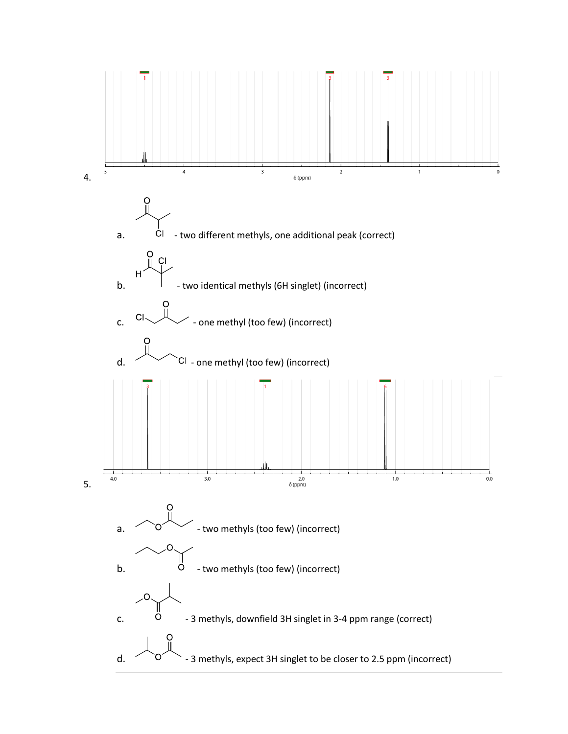4.

1 &nbsp;&nbsp;&nbsp;&nbsp; 3 &nbsp;&nbsp;&nbsp;&nbsp; 3

5 &nbsp; 4 &nbsp; 3 &nbsp; 2 &nbsp; 1 &nbsp; 0

δ (ppm)

a. Cl - two different methyls, one additional peak (correct)

b. H, O, Cl - two identical methyls (6H singlet) (incorrect)

c. Cl, O - one methyl (too few) (incorrect)

d. O, Cl - one methyl (too few) (incorrect)

5.

3 &nbsp;&nbsp;&nbsp;&nbsp; 1 &nbsp;&nbsp;&nbsp;&nbsp; 6

4.0 &nbsp; 3.0 &nbsp; 2.0 &nbsp; 1.0 &nbsp; 0.0

δ (ppm)

a. O, O - two methyls (too few) (incorrect)

b. O, O - two methyls (too few) (incorrect)

c. O, O - 3 methyls, downfield 3H singlet in 3-4 ppm range (correct)

d. O, O - 3 methyls, expect 3H singlet to be closer to 2.5 ppm (incorrect)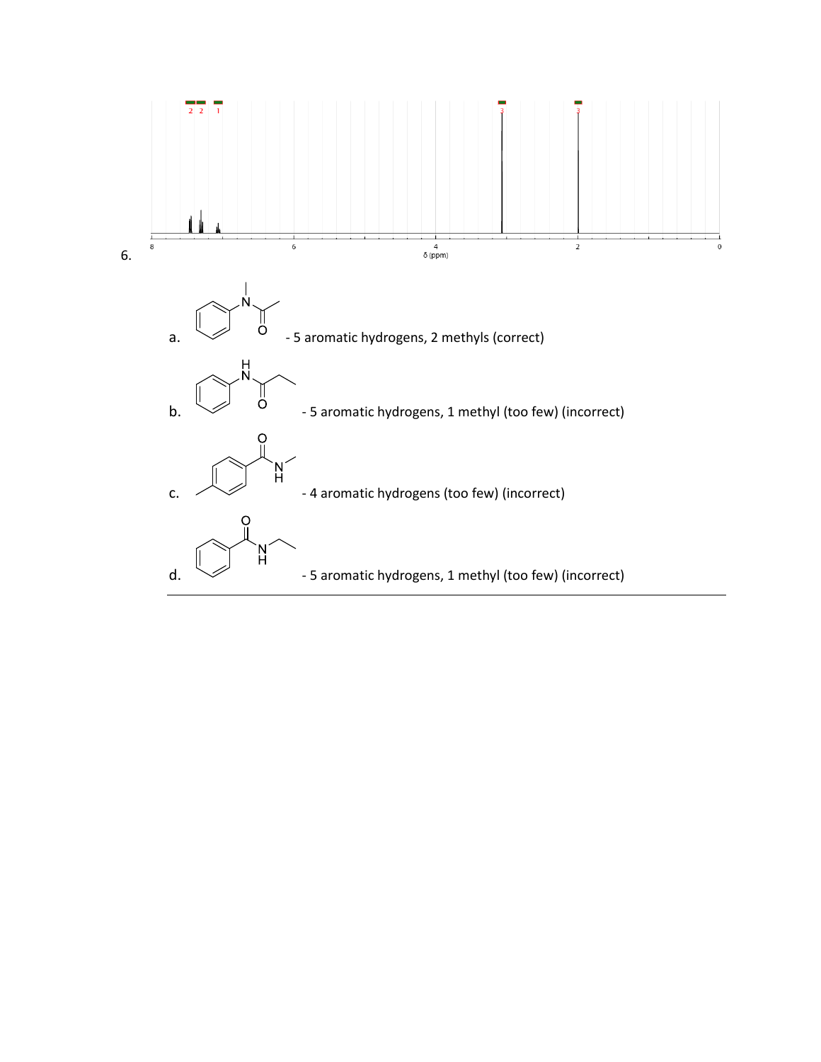6.

2 2 1

3

3

8

6

4

δ (ppm)

2

0

a. - 5 aromatic hydrogens, 2 methyls (correct)

b. - 5 aromatic hydrogens, 1 methyl (too few) (incorrect)

c. - 4 aromatic hydrogens (too few) (incorrect)

d. - 5 aromatic hydrogens, 1 methyl (too few) (incorrect)